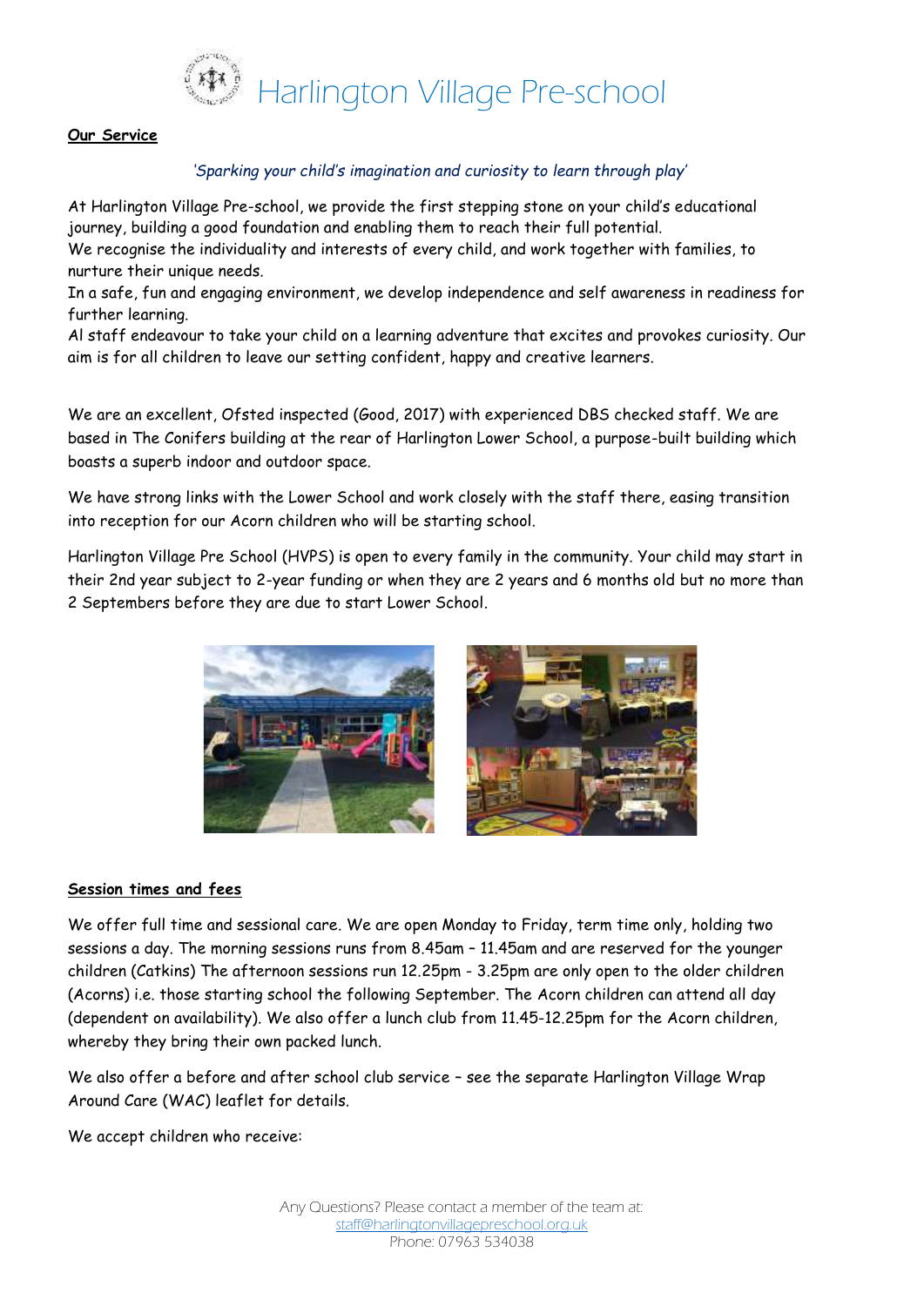# Harlington Village Pre-school

**Our Service**

*'Sparking your child's imagination and curiosity to learn through play'*

At Harlington Village Pre-school, we provide the first stepping stone on your child's educational journey, building a good foundation and enabling them to reach their full potential.
We recognise the individuality and interests of every child, and work together with families, to nurture their unique needs.
In a safe, fun and engaging environment, we develop independence and self awareness in readiness for further learning.
Al staff endeavour to take your child on a learning adventure that excites and provokes curiosity. Our aim is for all children to leave our setting confident, happy and creative learners.

We are an excellent, Ofsted inspected (Good, 2017) with experienced DBS checked staff. We are based in The Conifers building at the rear of Harlington Lower School, a purpose-built building which boasts a superb indoor and outdoor space.

We have strong links with the Lower School and work closely with the staff there, easing transition into reception for our Acorn children who will be starting school.

Harlington Village Pre School (HVPS) is open to every family in the community. Your child may start in their 2nd year subject to 2-year funding or when they are 2 years and 6 months old but no more than 2 Septembers before they are due to start Lower School.

**Session times and fees**

We offer full time and sessional care. We are open Monday to Friday, term time only, holding two sessions a day. The morning sessions runs from 8.45am – 11.45am and are reserved for the younger children (Catkins) The afternoon sessions run 12.25pm - 3.25pm are only open to the older children (Acorns) i.e. those starting school the following September. The Acorn children can attend all day (dependent on availability). We also offer a lunch club from 11.45-12.25pm for the Acorn children, whereby they bring their own packed lunch.

We also offer a before and after school club service – see the separate Harlington Village Wrap Around Care (WAC) leaflet for details.

We accept children who receive:

Any Questions? Please contact a member of the team at:
staff@harlingtonvillagepreschool.org.uk
Phone: 07963 534038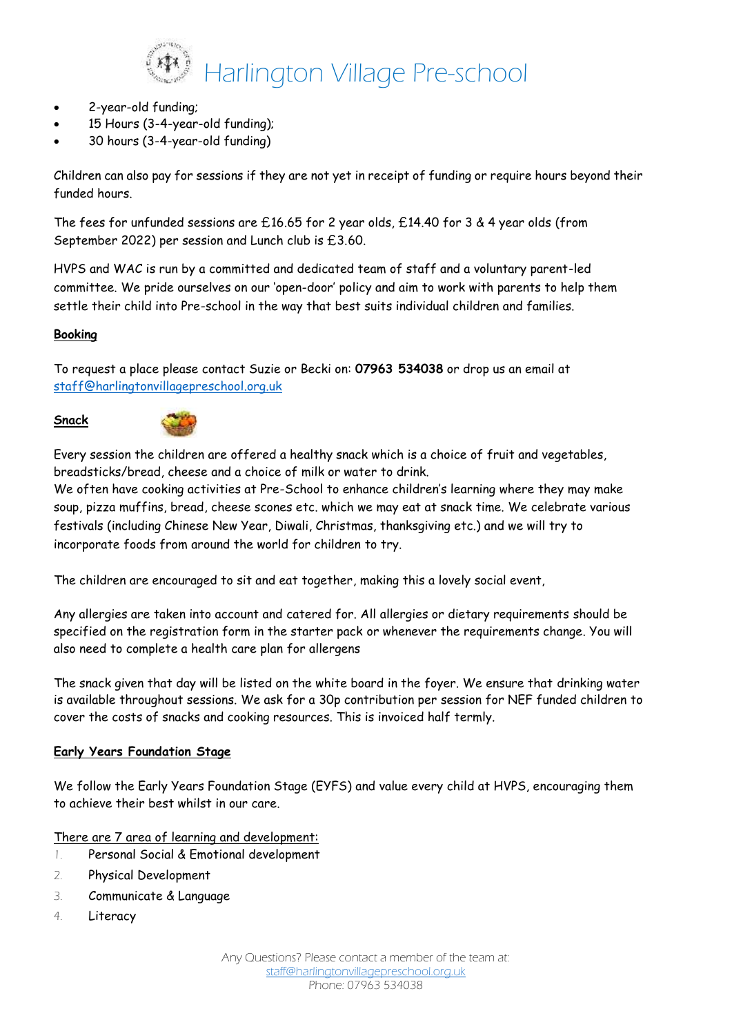- 2-year-old funding;
- 15 Hours (3-4-year-old funding);
- 30 hours (3-4-year-old funding)

Children can also pay for sessions if they are not yet in receipt of funding or require hours beyond their funded hours.

The fees for unfunded sessions are £16.65 for 2 year olds, £14.40 for 3 & 4 year olds (from September 2022) per session and Lunch club is £3.60.

HVPS and WAC is run by a committed and dedicated team of staff and a voluntary parent-led committee. We pride ourselves on our 'open-door' policy and aim to work with parents to help them settle their child into Pre-school in the way that best suits individual children and families.

**Booking**

To request a place please contact Suzie or Becki on: **07963 534038** or drop us an email at [staff@harlingtonvillagepreschool.org.uk](mailto:staff@harlingtonvillagepreschool.org.uk)

**Snack**

Every session the children are offered a healthy snack which is a choice of fruit and vegetables, breadsticks/bread, cheese and a choice of milk or water to drink.
We often have cooking activities at Pre-School to enhance children's learning where they may make soup, pizza muffins, bread, cheese scones etc. which we may eat at snack time. We celebrate various festivals (including Chinese New Year, Diwali, Christmas, thanksgiving etc.) and we will try to incorporate foods from around the world for children to try.

The children are encouraged to sit and eat together, making this a lovely social event,

Any allergies are taken into account and catered for. All allergies or dietary requirements should be specified on the registration form in the starter pack or whenever the requirements change. You will also need to complete a health care plan for allergens

The snack given that day will be listed on the white board in the foyer. We ensure that drinking water is available throughout sessions. We ask for a 30p contribution per session for NEF funded children to cover the costs of snacks and cooking resources. This is invoiced half termly.

**Early Years Foundation Stage**

We follow the Early Years Foundation Stage (EYFS) and value every child at HVPS, encouraging them to achieve their best whilst in our care.

There are 7 area of learning and development:

1. Personal Social & Emotional development
2. Physical Development
3. Communicate & Language
4. Literacy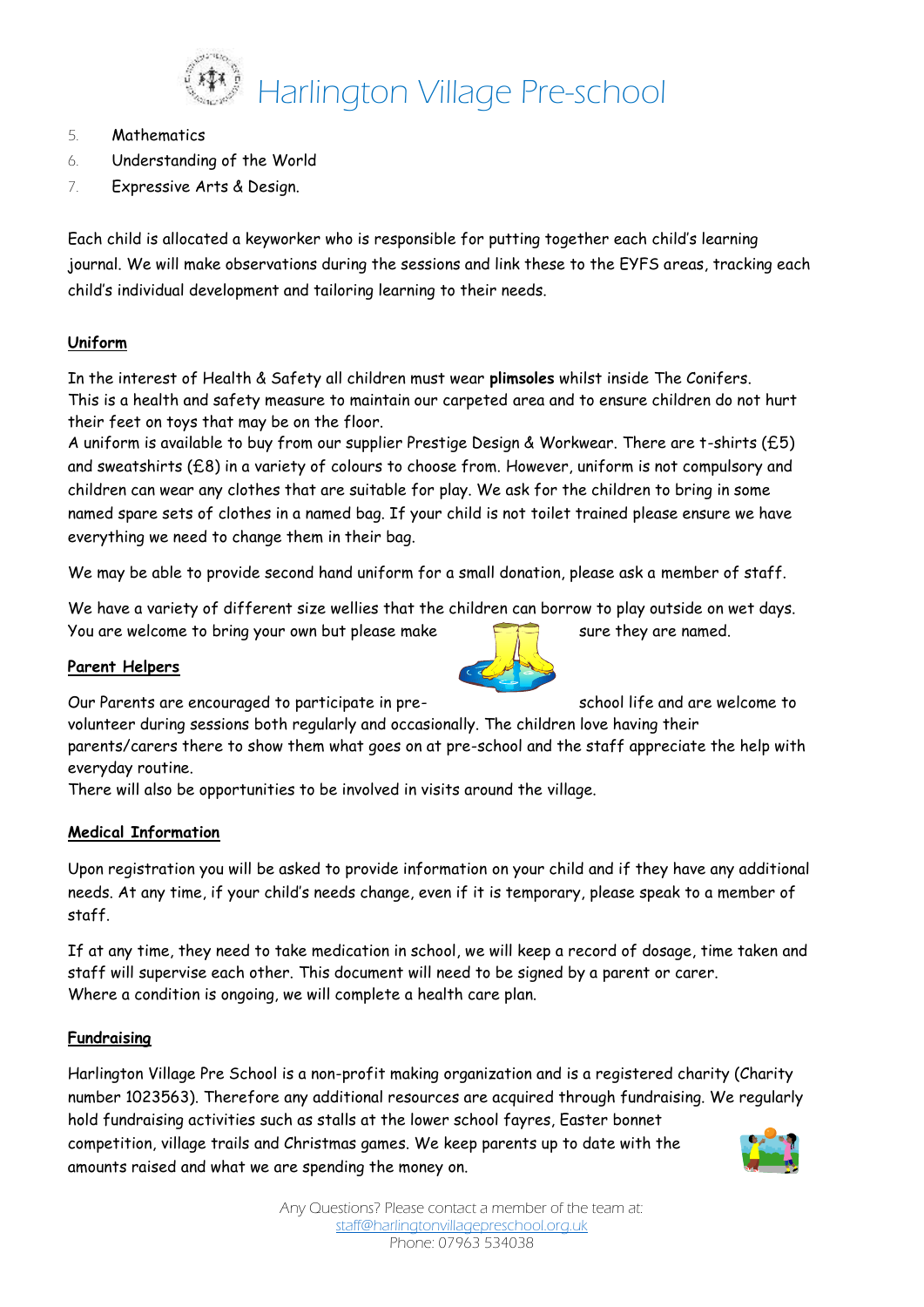5. Mathematics
6. Understanding of the World
7. Expressive Arts & Design.

Each child is allocated a keyworker who is responsible for putting together each child's learning journal. We will make observations during the sessions and link these to the EYFS areas, tracking each child's individual development and tailoring learning to their needs.

## Uniform

In the interest of Health & Safety all children must wear **plimsoles** whilst inside The Conifers. This is a health and safety measure to maintain our carpeted area and to ensure children do not hurt their feet on toys that may be on the floor.

A uniform is available to buy from our supplier Prestige Design & Workwear. There are t-shirts (£5) and sweatshirts (£8) in a variety of colours to choose from. However, uniform is not compulsory and children can wear any clothes that are suitable for play. We ask for the children to bring in some named spare sets of clothes in a named bag. If your child is not toilet trained please ensure we have everything we need to change them in their bag.

We may be able to provide second hand uniform for a small donation, please ask a member of staff.

We have a variety of different size wellies that the children can borrow to play outside on wet days. You are welcome to bring your own but please make sure they are named.

## Parent Helpers

Our Parents are encouraged to participate in pre-school life and are welcome to volunteer during sessions both regularly and occasionally. The children love having their parents/carers there to show them what goes on at pre-school and the staff appreciate the help with everyday routine.

There will also be opportunities to be involved in visits around the village.

## Medical Information

Upon registration you will be asked to provide information on your child and if they have any additional needs. At any time, if your child's needs change, even if it is temporary, please speak to a member of staff.

If at any time, they need to take medication in school, we will keep a record of dosage, time taken and staff will supervise each other. This document will need to be signed by a parent or carer.

Where a condition is ongoing, we will complete a health care plan.

## Fundraising

Harlington Village Pre School is a non-profit making organization and is a registered charity (Charity number 1023563). Therefore any additional resources are acquired through fundraising. We regularly hold fundraising activities such as stalls at the lower school fayres, Easter bonnet competition, village trails and Christmas games. We keep parents up to date with the amounts raised and what we are spending the money on.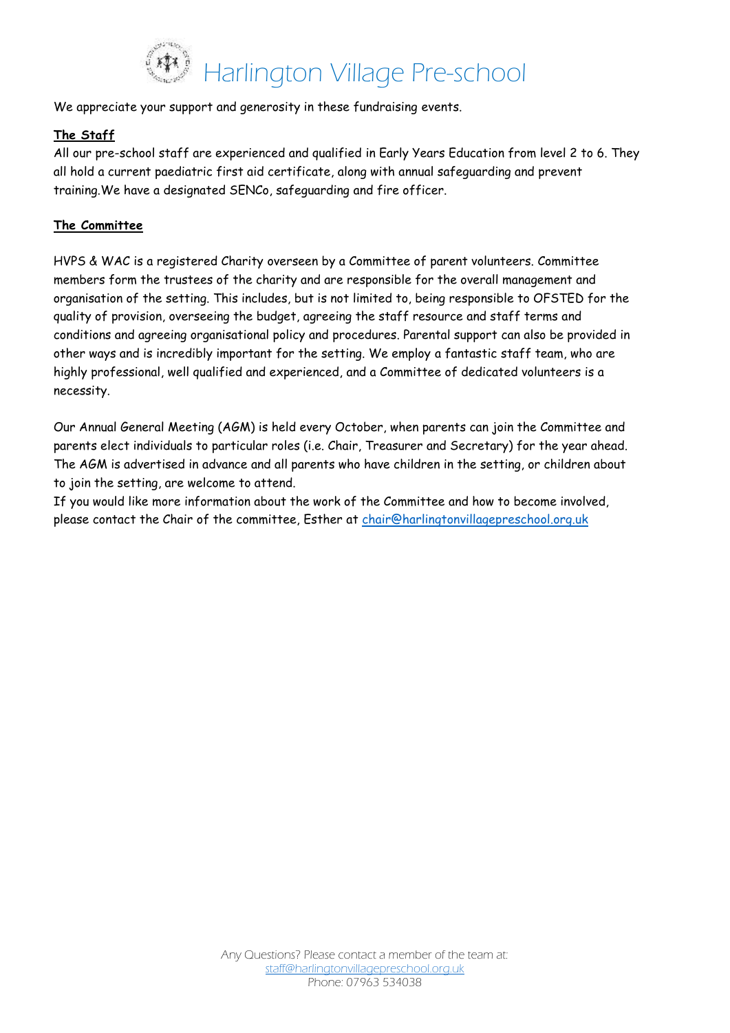We appreciate your support and generosity in these fundraising events.

**The Staff**

All our pre-school staff are experienced and qualified in Early Years Education from level 2 to 6. They all hold a current paediatric first aid certificate, along with annual safeguarding and prevent training.We have a designated SENCo, safeguarding and fire officer.

**The Committee**

HVPS & WAC is a registered Charity overseen by a Committee of parent volunteers. Committee members form the trustees of the charity and are responsible for the overall management and organisation of the setting. This includes, but is not limited to, being responsible to OFSTED for the quality of provision, overseeing the budget, agreeing the staff resource and staff terms and conditions and agreeing organisational policy and procedures. Parental support can also be provided in other ways and is incredibly important for the setting. We employ a fantastic staff team, who are highly professional, well qualified and experienced, and a Committee of dedicated volunteers is a necessity.

Our Annual General Meeting (AGM) is held every October, when parents can join the Committee and parents elect individuals to particular roles (i.e. Chair, Treasurer and Secretary) for the year ahead. The AGM is advertised in advance and all parents who have children in the setting, or children about to join the setting, are welcome to attend.

If you would like more information about the work of the Committee and how to become involved, please contact the Chair of the committee, Esther at chair@harlingtonvillagepreschool.org.uk

Any Questions? Please contact a member of the team at:
staff@harlingtonvillagepreschool.org.uk
Phone: 07963 534038